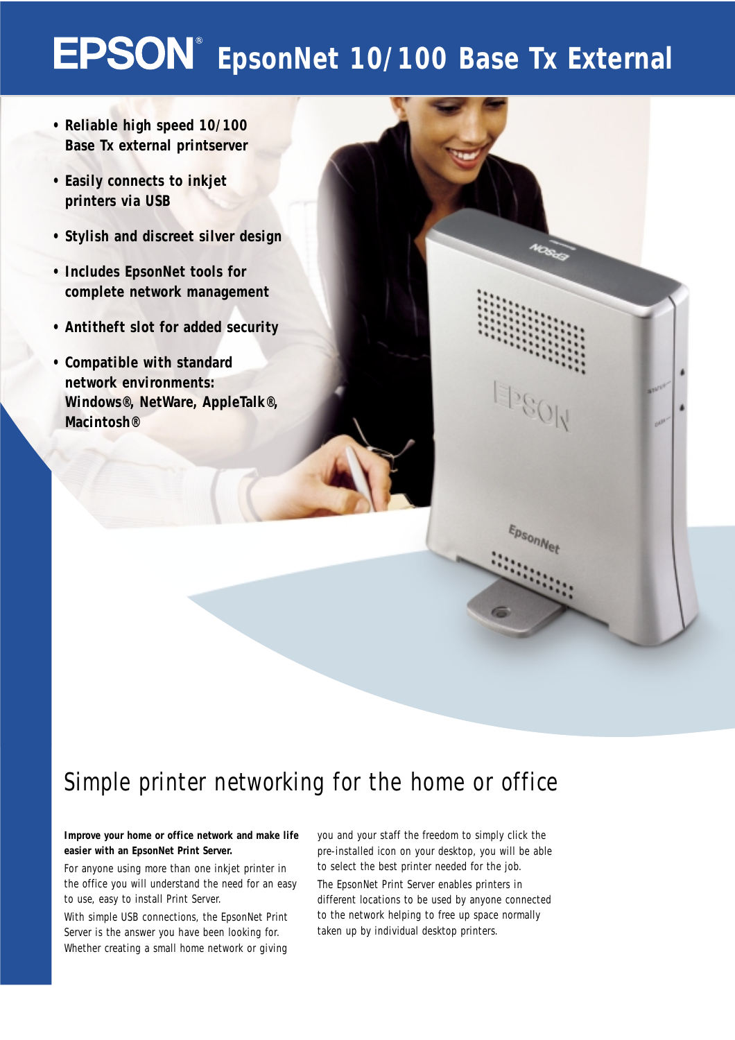# EPSON® EpsonNet 10/100 Base Tx External

- Reliable high speed 10/100 Base Tx external printserver
- Easily connects to inkjet printers via USB
- Stylish and discreet silver design
- Includes EpsonNet tools for complete network management
- Antitheft slot for added security
- Compatible with standard network environments: Windows®, NetWare, AppleTalk®, Macintosh®

## Simple printer networking for the home or office

**Improve your home or office network and make life easier with an EpsonNet Print Server.**

For anyone using more than one inkjet printer in the office you will understand the need for an easy to use, easy to install Print Server.

With simple USB connections, the EpsonNet Print Server is the answer you have been looking for. Whether creating a small home network or giving you and your staff the freedom to simply click the pre-installed icon on your desktop, you will be able to select the best printer needed for the job.

The EpsonNet Print Server enables printers in different locations to be used by anyone connected to the network helping to free up space normally taken up by individual desktop printers.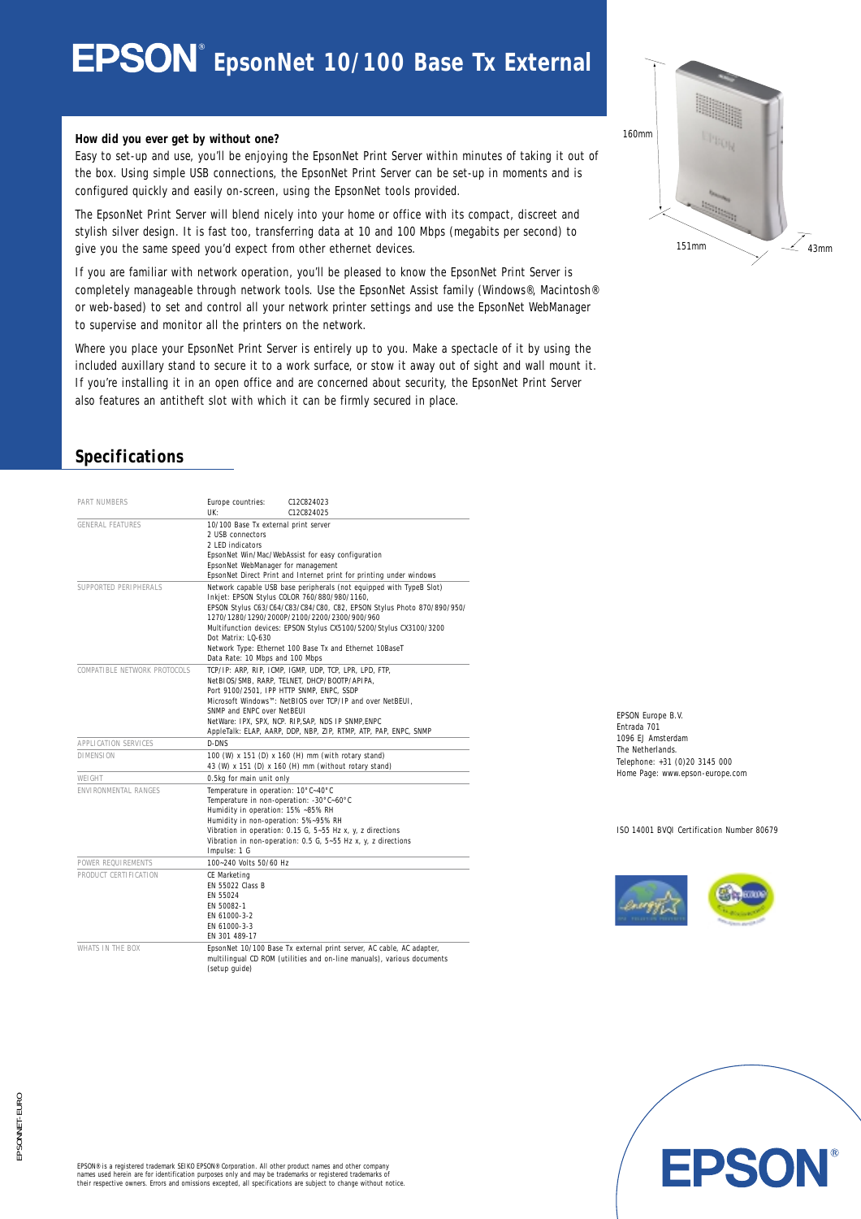# EPSON EpsonNet 10/100 Base Tx External

**How did you ever get by without one?**

Easy to set-up and use, you'll be enjoying the EpsonNet Print Server within minutes of taking it out of the box. Using simple USB connections, the EpsonNet Print Server can be set-up in moments and is configured quickly and easily on-screen, using the EpsonNet tools provided.

The EpsonNet Print Server will blend nicely into your home or office with its compact, discreet and stylish silver design. It is fast too, transferring data at 10 and 100 Mbps (megabits per second) to give you the same speed you'd expect from other ethernet devices.

If you are familiar with network operation, you'll be pleased to know the EpsonNet Print Server is completely manageable through network tools. Use the EpsonNet Assist family (Windows®, Macintosh® or web-based) to set and control all your network printer settings and use the EpsonNet WebManager to supervise and monitor all the printers on the network.

Where you place your EpsonNet Print Server is entirely up to you. Make a spectacle of it by using the included auxillary stand to secure it to a work surface, or stow it away out of sight and wall mount it. If you're installing it in an open office and are concerned about security, the EpsonNet Print Server also features an antitheft slot with which it can be firmly secured in place.

160mm

151mm

43mm

## Specifications

| | |
|---|---|
| PART NUMBERS | Europe countries: C12C824023<br>UK: C12C824025 |
| GENERAL FEATURES | 10/100 Base Tx external print server<br>2 USB connectors<br>2 LED indicators<br>EpsonNet Win/Mac/WebAssist for easy configuration<br>EpsonNet WebManager for management<br>EpsonNet Direct Print and Internet print for printing under windows |
| SUPPORTED PERIPHERALS | Network capable USB base peripherals (not equipped with TypeB Slot)<br>Inkjet: EPSON Stylus COLOR 760/880/980/1160,<br>EPSON Stylus C63/C64/C83/C84/C80, C82, EPSON Stylus Photo 870/890/950/1270/1280/1290/2000P/2100/2200/2300/900/960<br>Multifunction devices: EPSON Stylus CX5100/5200/Stylus CX3100/3200<br>Dot Matrix: LQ-630<br>Network Type: Ethernet 100 Base Tx and Ethernet 10BaseT<br>Data Rate: 10 Mbps and 100 Mbps |
| COMPATIBLE NETWORK PROTOCOLS | TCP/IP: ARP, RIP, ICMP, IGMP, UDP, TCP, LPR, LPD, FTP, NetBIOS/SMB, RARP, TELNET, DHCP/BOOTP/APIPA, Port 9100/2501, IPP HTTP SNMP, ENPC, SSDP<br>Microsoft Windows™: NetBIOS over TCP/IP and over NetBEUI, SNMP and ENPC over NetBEUI<br>NetWare: IPX, SPX, NCP. RIP,SAP, NDS IP SNMP,ENPC<br>AppleTalk: ELAP, AARP, DDP, NBP, ZIP, RTMP, ATP, PAP, ENPC, SNMP |
| APPLICATION SERVICES | D-DNS |
| DIMENSION | 100 (W) x 151 (D) x 160 (H) mm (with rotary stand)<br>43 (W) x 151 (D) x 160 (H) mm (without rotary stand) |
| WEIGHT | 0.5kg for main unit only |
| ENVIRONMENTAL RANGES | Temperature in operation: 10°C~40°C<br>Temperature in non-operation: -30°C~60°C<br>Humidity in operation: 15% ~85% RH<br>Humidity in non-operation: 5%~95% RH<br>Vibration in operation: 0.15 G, 5~55 Hz x, y, z directions<br>Vibration in non-operation: 0.5 G, 5~55 Hz x, y, z directions<br>Impulse: 1 G |
| POWER REQUIREMENTS | 100~240 Volts 50/60 Hz |
| PRODUCT CERTIFICATION | CE Marketing<br>EN 55022 Class B<br>EN 55024<br>EN 50082-1<br>EN 61000-3-2<br>EN 61000-3-3<br>EN 301 489-17 |
| WHATS IN THE BOX | EpsonNet 10/100 Base Tx external print server, AC cable, AC adapter, multilingual CD ROM (utilities and on-line manuals), various documents (setup guide) |

EPSON Europe B.V.
Entrada 701
1096 EJ Amsterdam
The Netherlands.
Telephone: +31 (0)20 3145 000
Home Page: www.epson-europe.com

ISO 14001 BVQI Certification Number 80679

EPSON® is a registered trademark SEIKO EPSON® Corporation. All other product names and other company names used herein are for identification purposes only and may be trademarks or registered trademarks of their respective owners. Errors and omissions excepted, all specifications are subject to change without notice.

EPSONNET-EURO